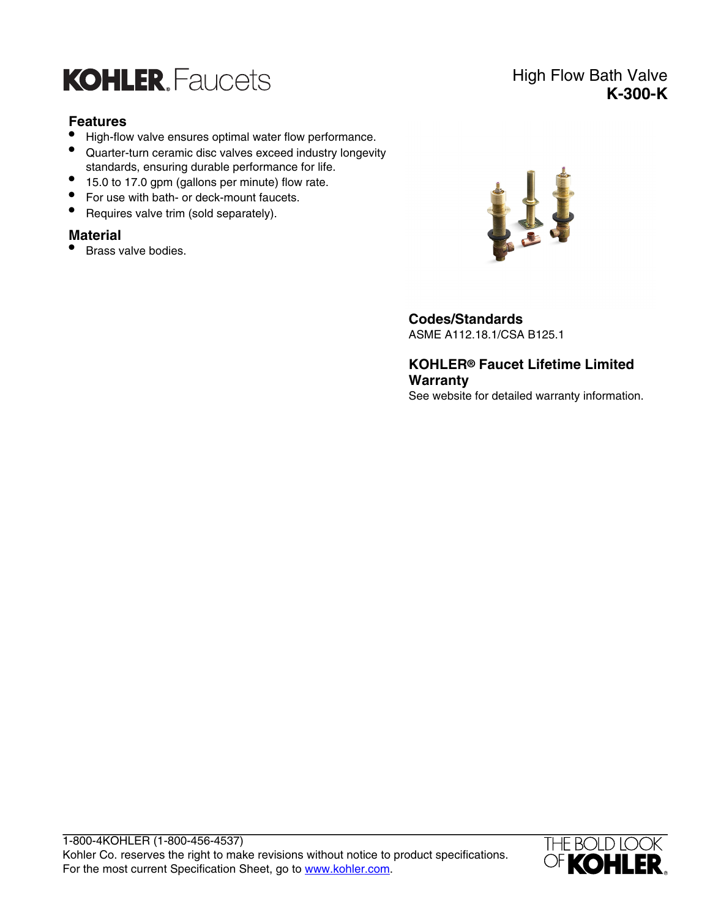# KOHLER Faucets

## High Flow Bath Valve
## K-300-K

### Features

- High-flow valve ensures optimal water flow performance.
- Quarter-turn ceramic disc valves exceed industry longevity standards, ensuring durable performance for life.
- 15.0 to 17.0 gpm (gallons per minute) flow rate.
- For use with bath- or deck-mount faucets.
- Requires valve trim (sold separately).

### Material

- Brass valve bodies.

### Codes/Standards

ASME A112.18.1/CSA B125.1

### KOHLER® Faucet Lifetime Limited Warranty

See website for detailed warranty information.

1-800-4KOHLER (1-800-456-4537)
Kohler Co. reserves the right to make revisions without notice to product specifications.
For the most current Specification Sheet, go to www.kohler.com.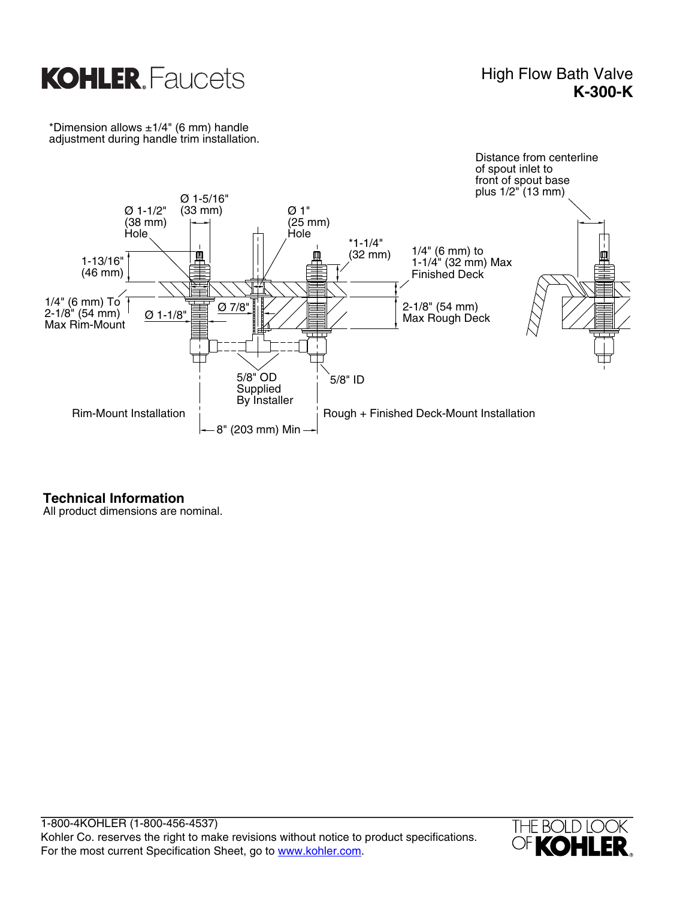KOHLER. Faucets

High Flow Bath Valve
**K-300-K**

*Dimension allows ±1/4" (6 mm) handle adjustment during handle trim installation.

Distance from centerline of spout inlet to front of spout base plus 1/2" (13 mm)

Ø 1-5/16" (33 mm)

Ø 1-1/2" (38 mm) Hole

Ø 1" (25 mm) Hole

*1-1/4" (32 mm)

1/4" (6 mm) to 1-1/4" (32 mm) Max Finished Deck

1-13/16" (46 mm)

1/4" (6 mm) To 2-1/8" (54 mm) Max Rim-Mount

Ø 7/8"

Ø 1-1/8"

2-1/8" (54 mm) Max Rough Deck

5/8" OD Supplied By Installer

5/8" ID

Rim-Mount Installation

Rough + Finished Deck-Mount Installation

8" (203 mm) Min

## Technical Information

All product dimensions are nominal.

1-800-4KOHLER (1-800-456-4537)
Kohler Co. reserves the right to make revisions without notice to product specifications.
For the most current Specification Sheet, go to www.kohler.com.

THE BOLD LOOK OF KOHLER.